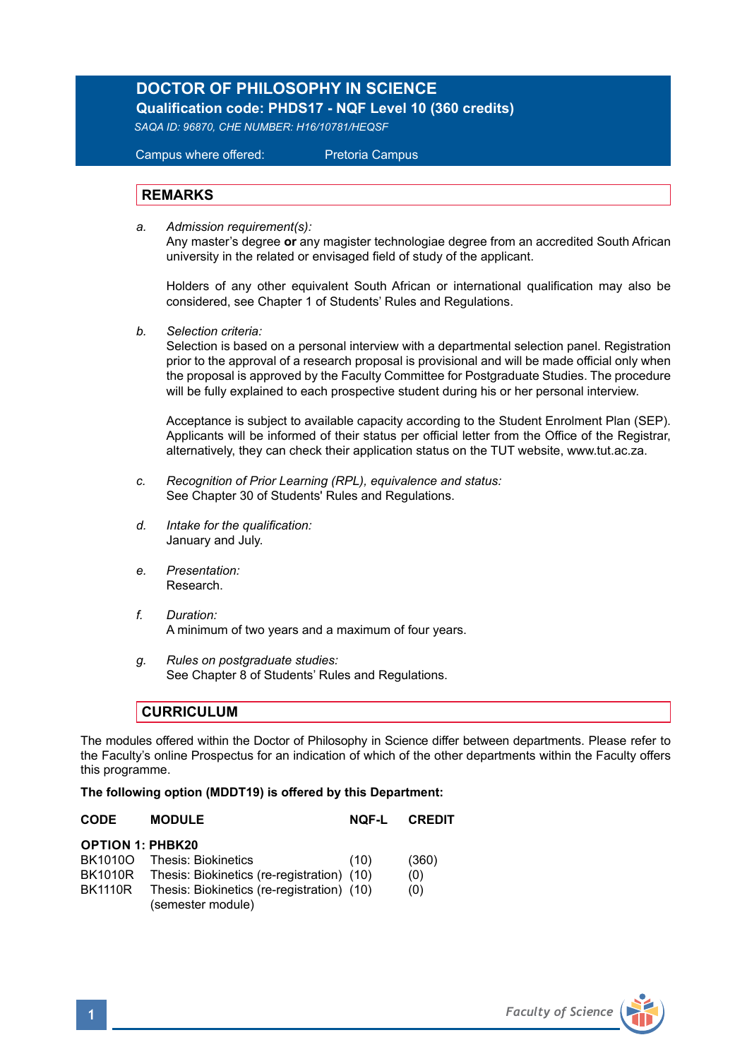# DOCTOR OF PHILOSOPHY IN SCIENCE

**Qualification code: PHDS17 - NQF Level 10 (360 credits)**

*SAQA ID: 96870, CHE NUMBER: H16/10781/HEQSF*

Campus where offered: Pretoria Campus

## REMARKS

*a. Admission requirement(s):*
Any master's degree **or** any magister technologiae degree from an accredited South African university in the related or envisaged field of study of the applicant.

Holders of any other equivalent South African or international qualification may also be considered, see Chapter 1 of Students' Rules and Regulations.

*b. Selection criteria:*
Selection is based on a personal interview with a departmental selection panel. Registration prior to the approval of a research proposal is provisional and will be made official only when the proposal is approved by the Faculty Committee for Postgraduate Studies. The procedure will be fully explained to each prospective student during his or her personal interview.

Acceptance is subject to available capacity according to the Student Enrolment Plan (SEP). Applicants will be informed of their status per official letter from the Office of the Registrar, alternatively, they can check their application status on the TUT website, www.tut.ac.za.

*c. Recognition of Prior Learning (RPL), equivalence and status:*
See Chapter 30 of Students' Rules and Regulations.

*d. Intake for the qualification:*
January and July.

*e. Presentation:*
Research.

*f. Duration:*
A minimum of two years and a maximum of four years.

*g. Rules on postgraduate studies:*
See Chapter 8 of Students' Rules and Regulations.

## CURRICULUM

The modules offered within the Doctor of Philosophy in Science differ between departments. Please refer to the Faculty's online Prospectus for an indication of which of the other departments within the Faculty offers this programme.

**The following option (MDDT19) is offered by this Department:**

| CODE | MODULE | NQF-L | CREDIT |
|---|---|---|---|
| **OPTION 1: PHBK20** | | | |
| BK1010O | Thesis: Biokinetics | (10) | (360) |
| BK1010R | Thesis: Biokinetics (re-registration) | (10) | (0) |
| BK1110R | Thesis: Biokinetics (re-registration) (semester module) | (10) | (0) |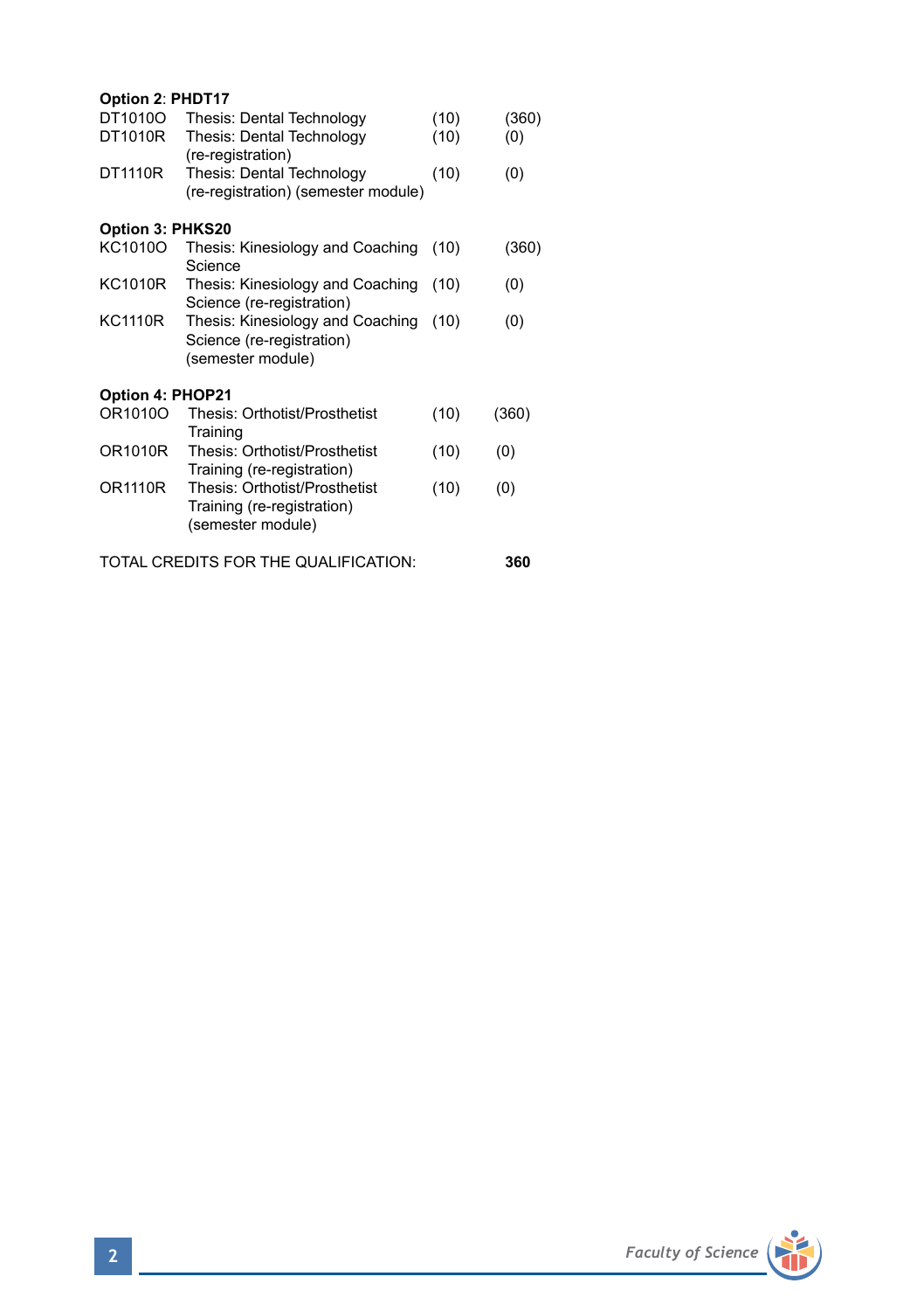**Option 2**: **PHDT17**

| | | | |
|---|---|---|---|
| DT1010O | Thesis: Dental Technology | (10) | (360) |
| DT1010R | Thesis: Dental Technology (re-registration) | (10) | (0) |
| DT1110R | Thesis: Dental Technology (re-registration) (semester module) | (10) | (0) |

**Option 3: PHKS20**

| | | | |
|---|---|---|---|
| KC1010O | Thesis: Kinesiology and Coaching Science | (10) | (360) |
| KC1010R | Thesis: Kinesiology and Coaching Science (re-registration) | (10) | (0) |
| KC1110R | Thesis: Kinesiology and Coaching Science (re-registration) (semester module) | (10) | (0) |

**Option 4: PHOP21**

| | | | |
|---|---|---|---|
| OR1010O | Thesis: Orthotist/Prosthetist Training | (10) | (360) |
| OR1010R | Thesis: Orthotist/Prosthetist Training (re-registration) | (10) | (0) |
| OR1110R | Thesis: Orthotist/Prosthetist Training (re-registration) (semester module) | (10) | (0) |

TOTAL CREDITS FOR THE QUALIFICATION: **360**